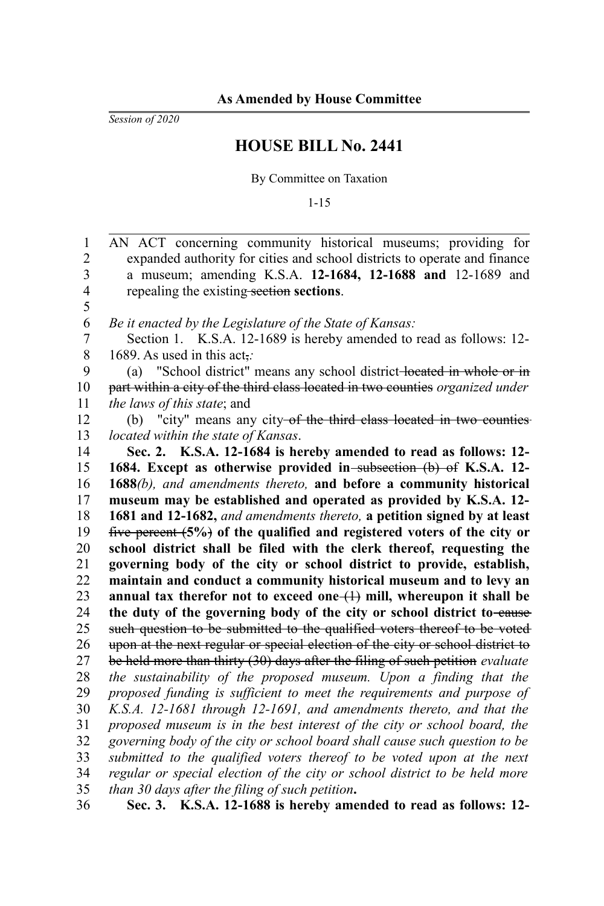**As Amended by House Committee**

*Session of 2020*

# HOUSE BILL No. 2441

By Committee on Taxation

1-15

AN ACT concerning community historical museums; providing for expanded authority for cities and school districts to operate and finance a museum; amending K.S.A. **12-1684, 12-1688 and** 12-1689 and repealing the existing ~~section~~ **sections**.

*Be it enacted by the Legislature of the State of Kansas:*

Section 1. K.S.A. 12-1689 is hereby amended to read as follows: 12-1689. As used in this act~~,~~*:*

(a) "School district" means any school district ~~located in whole or in part within a city of the third class located in two counties~~ *organized under the laws of this state*; and

(b) "city" means any city ~~of the third class located in two counties~~ *located within the state of Kansas*.

**Sec. 2. K.S.A. 12-1684 is hereby amended to read as follows: 12-1684. Except as otherwise provided in ~~subsection (b) of~~ K.S.A. 12-1688***(b), and amendments thereto,* **and before a community historical museum may be established and operated as provided by K.S.A. 12-1681 and 12-1682,** *and amendments thereto,* **a petition signed by at least ~~five percent (5%)~~ of the qualified and registered voters of the city or school district shall be filed with the clerk thereof, requesting the governing body of the city or school district to provide, establish, maintain and conduct a community historical museum and to levy an annual tax therefor not to exceed one ~~(1)~~ mill, whereupon it shall be the duty of the governing body of the city or school district to ~~cause such question to be submitted to the qualified voters thereof to be voted upon at the next regular or special election of the city or school district to be held more than thirty (30) days after the filing of such petition~~** *evaluate the sustainability of the proposed museum. Upon a finding that the proposed funding is sufficient to meet the requirements and purpose of K.S.A. 12-1681 through 12-1691, and amendments thereto, and that the proposed museum is in the best interest of the city or school board, the governing body of the city or school board shall cause such question to be submitted to the qualified voters thereof to be voted upon at the next regular or special election of the city or school district to be held more than 30 days after the filing of such petition***.**

**Sec. 3. K.S.A. 12-1688 is hereby amended to read as follows: 12-**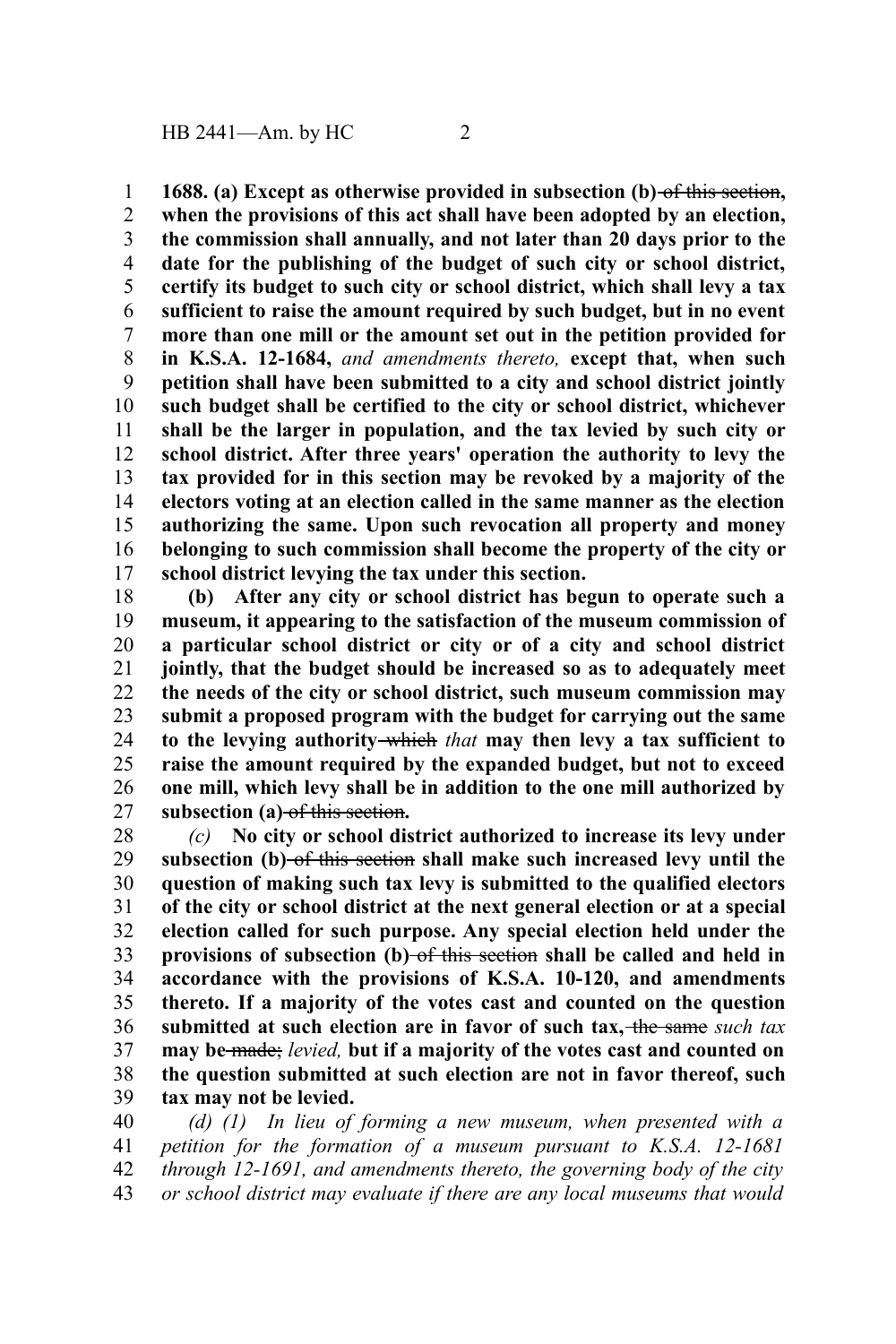**1688. (a) Except as otherwise provided in subsection (b)** ~~of this section~~**, when the provisions of this act shall have been adopted by an election, the commission shall annually, and not later than 20 days prior to the date for the publishing of the budget of such city or school district, certify its budget to such city or school district, which shall levy a tax sufficient to raise the amount required by such budget, but in no event more than one mill or the amount set out in the petition provided for in K.S.A. 12-1684,** *and amendments thereto,* **except that, when such petition shall have been submitted to a city and school district jointly such budget shall be certified to the city or school district, whichever shall be the larger in population, and the tax levied by such city or school district. After three years' operation the authority to levy the tax provided for in this section may be revoked by a majority of the electors voting at an election called in the same manner as the election authorizing the same. Upon such revocation all property and money belonging to such commission shall become the property of the city or school district levying the tax under this section.**

**(b) After any city or school district has begun to operate such a museum, it appearing to the satisfaction of the museum commission of a particular school district or city or of a city and school district jointly, that the budget should be increased so as to adequately meet the needs of the city or school district, such museum commission may submit a proposed program with the budget for carrying out the same to the levying authority** ~~which~~ *that* **may then levy a tax sufficient to raise the amount required by the expanded budget, but not to exceed one mill, which levy shall be in addition to the one mill authorized by subsection (a)** ~~of this section~~**.**

*(c)* **No city or school district authorized to increase its levy under subsection (b)** ~~of this section~~ **shall make such increased levy until the question of making such tax levy is submitted to the qualified electors of the city or school district at the next general election or at a special election called for such purpose. Any special election held under the provisions of subsection (b)** ~~of this section~~ **shall be called and held in accordance with the provisions of K.S.A. 10-120, and amendments thereto. If a majority of the votes cast and counted on the question submitted at such election are in favor of such tax,** ~~the same~~ *such tax* **may be** ~~made;~~ *levied,* **but if a majority of the votes cast and counted on the question submitted at such election are not in favor thereof, such tax may not be levied.**

*(d) (1) In lieu of forming a new museum, when presented with a petition for the formation of a museum pursuant to K.S.A. 12-1681 through 12-1691, and amendments thereto, the governing body of the city or school district may evaluate if there are any local museums that would*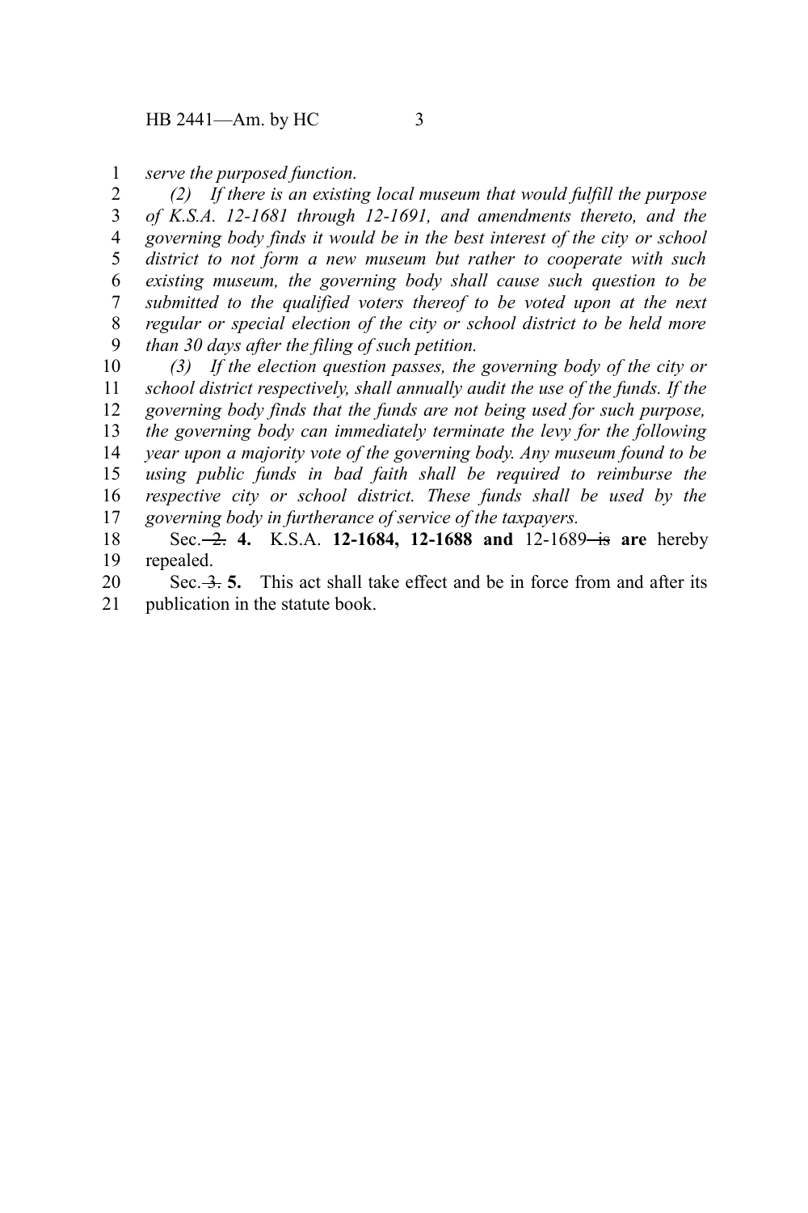*serve the purposed function.*

*(2) If there is an existing local museum that would fulfill the purpose of K.S.A. 12-1681 through 12-1691, and amendments thereto, and the governing body finds it would be in the best interest of the city or school district to not form a new museum but rather to cooperate with such existing museum, the governing body shall cause such question to be submitted to the qualified voters thereof to be voted upon at the next regular or special election of the city or school district to be held more than 30 days after the filing of such petition.*

*(3) If the election question passes, the governing body of the city or school district respectively, shall annually audit the use of the funds. If the governing body finds that the funds are not being used for such purpose, the governing body can immediately terminate the levy for the following year upon a majority vote of the governing body. Any museum found to be using public funds in bad faith shall be required to reimburse the respective city or school district. These funds shall be used by the governing body in furtherance of service of the taxpayers.*

Sec. ~~2.~~ **4.** K.S.A. **12-1684, 12-1688 and** 12-1689 ~~is~~ **are** hereby repealed.

Sec. ~~3.~~ **5.** This act shall take effect and be in force from and after its publication in the statute book.